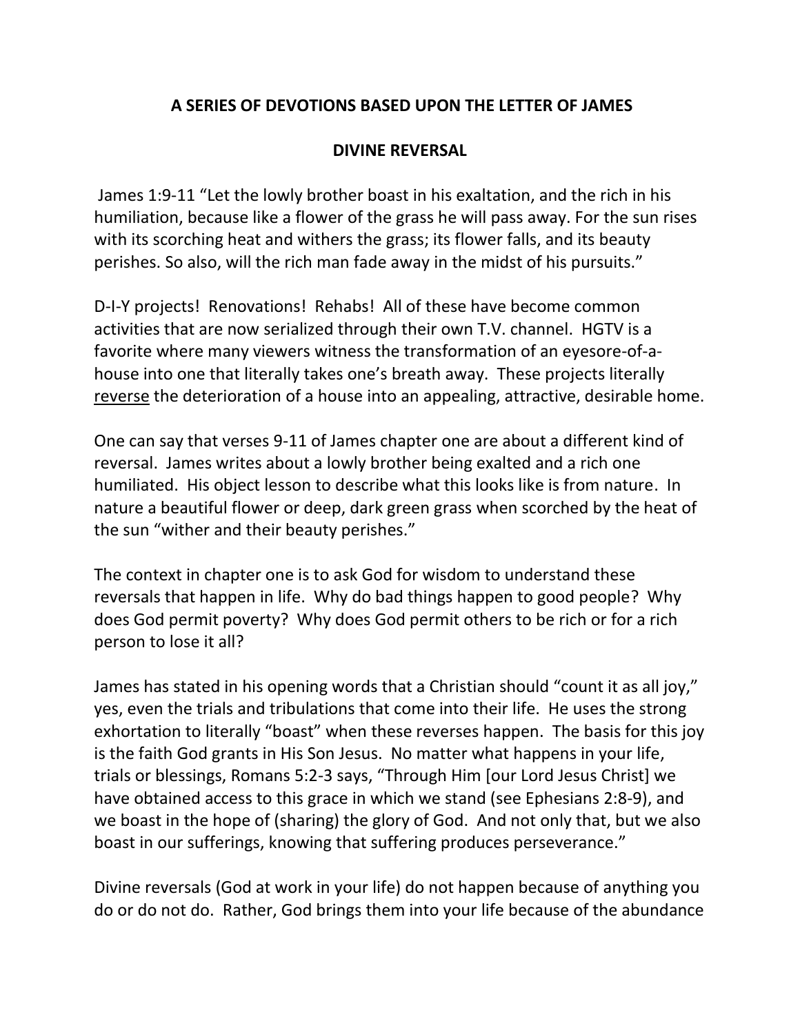## A SERIES OF DEVOTIONS BASED UPON THE LETTER OF JAMES

## DIVINE REVERSAL

James 1:9-11 "Let the lowly brother boast in his exaltation, and the rich in his humiliation, because like a flower of the grass he will pass away. For the sun rises with its scorching heat and withers the grass; its flower falls, and its beauty perishes. So also, will the rich man fade away in the midst of his pursuits."

D-I-Y projects! Renovations! Rehabs! All of these have become common activities that are now serialized through their own T.V. channel. HGTV is a favorite where many viewers witness the transformation of an eyesore-of-a-house into one that literally takes one's breath away. These projects literally <u>reverse</u> the deterioration of a house into an appealing, attractive, desirable home.

One can say that verses 9-11 of James chapter one are about a different kind of reversal. James writes about a lowly brother being exalted and a rich one humiliated. His object lesson to describe what this looks like is from nature. In nature a beautiful flower or deep, dark green grass when scorched by the heat of the sun "wither and their beauty perishes."

The context in chapter one is to ask God for wisdom to understand these reversals that happen in life. Why do bad things happen to good people? Why does God permit poverty? Why does God permit others to be rich or for a rich person to lose it all?

James has stated in his opening words that a Christian should "count it as all joy," yes, even the trials and tribulations that come into their life. He uses the strong exhortation to literally "boast" when these reverses happen. The basis for this joy is the faith God grants in His Son Jesus. No matter what happens in your life, trials or blessings, Romans 5:2-3 says, "Through Him [our Lord Jesus Christ] we have obtained access to this grace in which we stand (see Ephesians 2:8-9), and we boast in the hope of (sharing) the glory of God. And not only that, but we also boast in our sufferings, knowing that suffering produces perseverance."

Divine reversals (God at work in your life) do not happen because of anything you do or do not do. Rather, God brings them into your life because of the abundance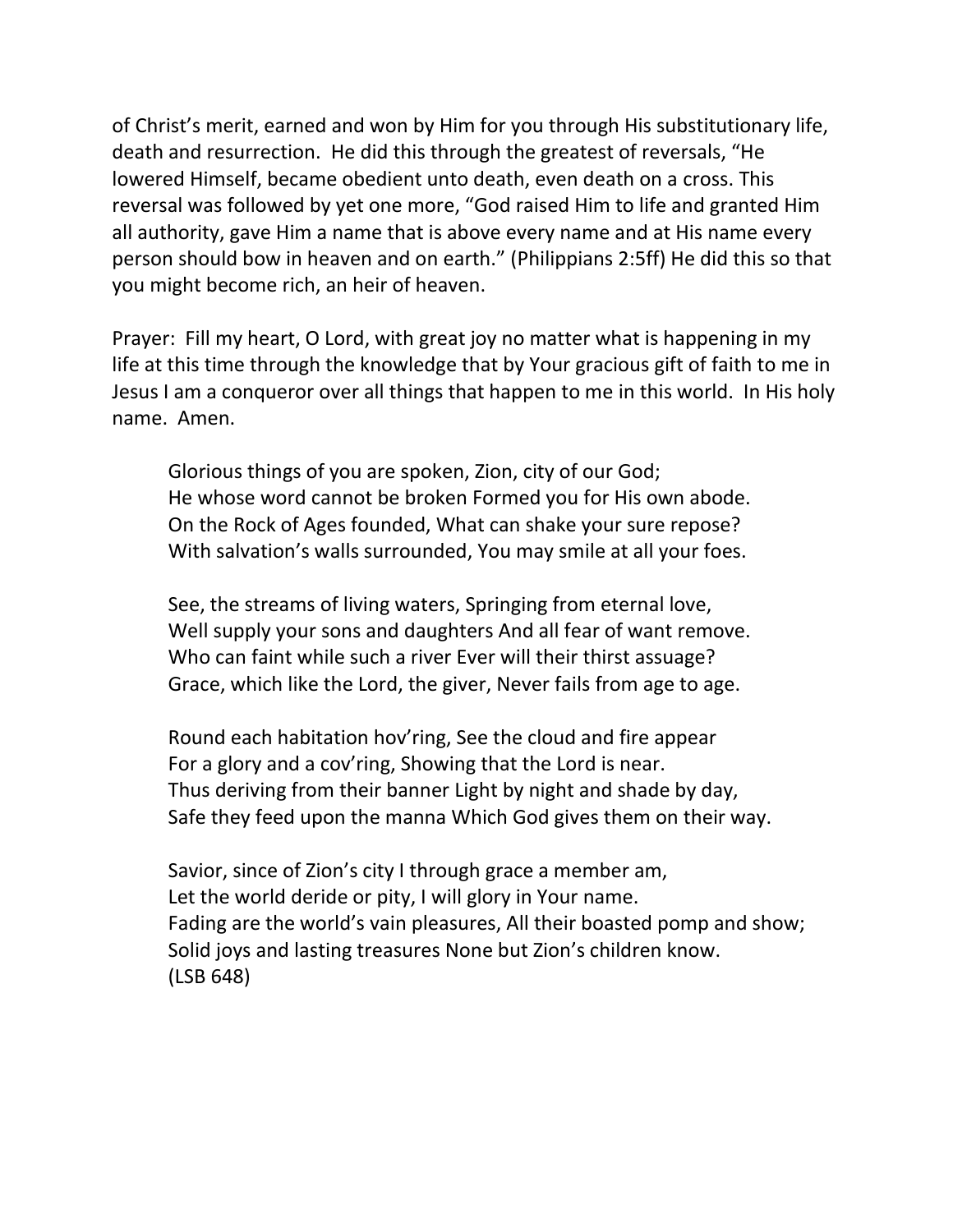of Christ's merit, earned and won by Him for you through His substitutionary life, death and resurrection. He did this through the greatest of reversals, "He lowered Himself, became obedient unto death, even death on a cross. This reversal was followed by yet one more, "God raised Him to life and granted Him all authority, gave Him a name that is above every name and at His name every person should bow in heaven and on earth." (Philippians 2:5ff) He did this so that you might become rich, an heir of heaven.

Prayer: Fill my heart, O Lord, with great joy no matter what is happening in my life at this time through the knowledge that by Your gracious gift of faith to me in Jesus I am a conqueror over all things that happen to me in this world. In His holy name. Amen.

> Glorious things of you are spoken, Zion, city of our God;
> He whose word cannot be broken Formed you for His own abode.
> On the Rock of Ages founded, What can shake your sure repose?
> With salvation's walls surrounded, You may smile at all your foes.
>
> See, the streams of living waters, Springing from eternal love,
> Well supply your sons and daughters And all fear of want remove.
> Who can faint while such a river Ever will their thirst assuage?
> Grace, which like the Lord, the giver, Never fails from age to age.
>
> Round each habitation hov'ring, See the cloud and fire appear
> For a glory and a cov'ring, Showing that the Lord is near.
> Thus deriving from their banner Light by night and shade by day,
> Safe they feed upon the manna Which God gives them on their way.
>
> Savior, since of Zion's city I through grace a member am,
> Let the world deride or pity, I will glory in Your name.
> Fading are the world's vain pleasures, All their boasted pomp and show;
> Solid joys and lasting treasures None but Zion's children know.
> (LSB 648)